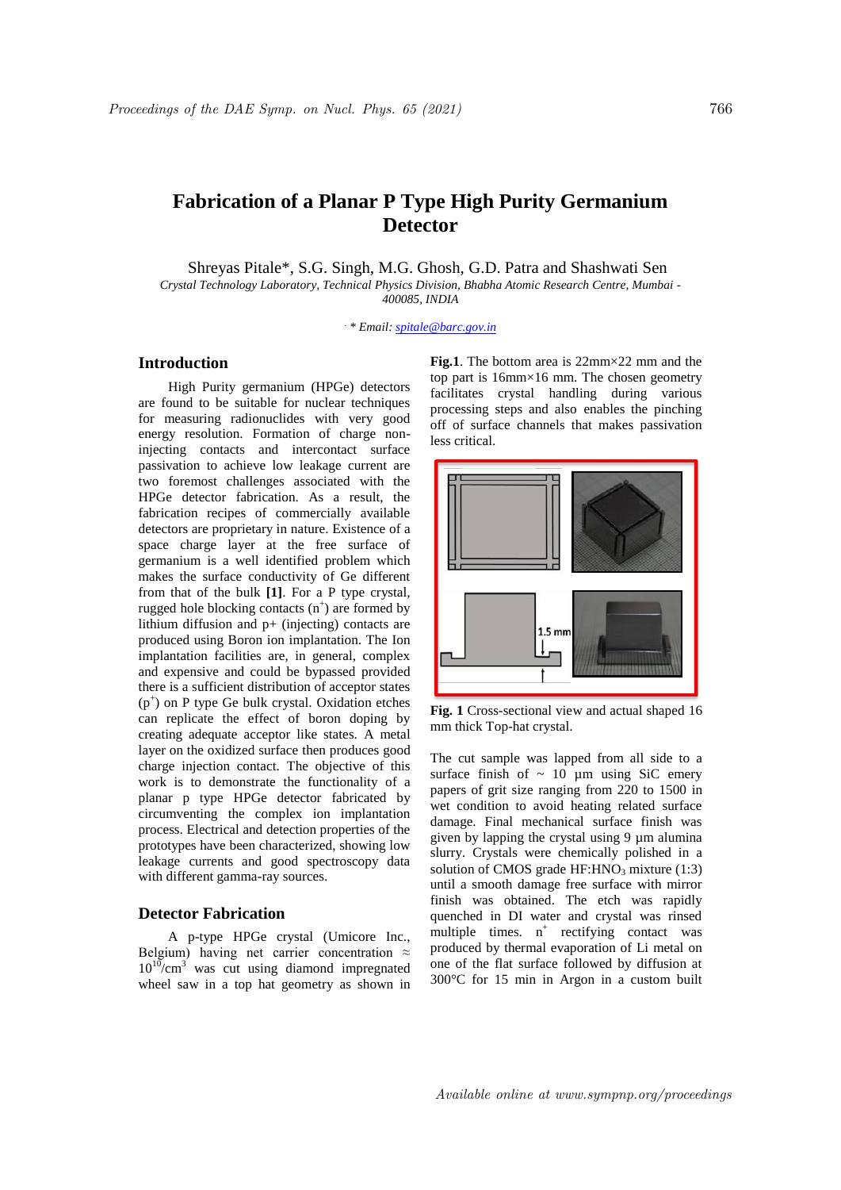# Fabrication of a Planar P Type High Purity Germanium Detector

Shreyas Pitale*, S.G. Singh, M.G. Ghosh, G.D. Patra and Shashwati Sen

*Crystal Technology Laboratory, Technical Physics Division, Bhabha Atomic Research Centre, Mumbai - 400085, INDIA*

*\* Email: spitale@barc.gov.in*

## Introduction

High Purity germanium (HPGe) detectors are found to be suitable for nuclear techniques for measuring radionuclides with very good energy resolution. Formation of charge non-injecting contacts and intercontact surface passivation to achieve low leakage current are two foremost challenges associated with the HPGe detector fabrication. As a result, the fabrication recipes of commercially available detectors are proprietary in nature. Existence of a space charge layer at the free surface of germanium is a well identified problem which makes the surface conductivity of Ge different from that of the bulk **[1]**. For a P type crystal, rugged hole blocking contacts ($n^+$) are formed by lithium diffusion and p+ (injecting) contacts are produced using Boron ion implantation. The Ion implantation facilities are, in general, complex and expensive and could be bypassed provided there is a sufficient distribution of acceptor states ($p^+$) on P type Ge bulk crystal. Oxidation etches can replicate the effect of boron doping by creating adequate acceptor like states. A metal layer on the oxidized surface then produces good charge injection contact. The objective of this work is to demonstrate the functionality of a planar p type HPGe detector fabricated by circumventing the complex ion implantation process. Electrical and detection properties of the prototypes have been characterized, showing low leakage currents and good spectroscopy data with different gamma-ray sources.

## Detector Fabrication

A p-type HPGe crystal (Umicore Inc., Belgium) having net carrier concentration ≈ $10^{10}/cm^3$ was cut using diamond impregnated wheel saw in a top hat geometry as shown in **Fig.1**. The bottom area is 22mm×22 mm and the top part is 16mm×16 mm. The chosen geometry facilitates crystal handling during various processing steps and also enables the pinching off of surface channels that makes passivation less critical.

**Fig. 1** Cross-sectional view and actual shaped 16 mm thick Top-hat crystal.

The cut sample was lapped from all side to a surface finish of ~ 10 µm using SiC emery papers of grit size ranging from 220 to 1500 in wet condition to avoid heating related surface damage. Final mechanical surface finish was given by lapping the crystal using 9 µm alumina slurry. Crystals were chemically polished in a solution of CMOS grade HF:$HNO_3$ mixture (1:3) until a smooth damage free surface with mirror finish was obtained. The etch was rapidly quenched in DI water and crystal was rinsed multiple times. $n^+$ rectifying contact was produced by thermal evaporation of Li metal on one of the flat surface followed by diffusion at 300°C for 15 min in Argon in a custom built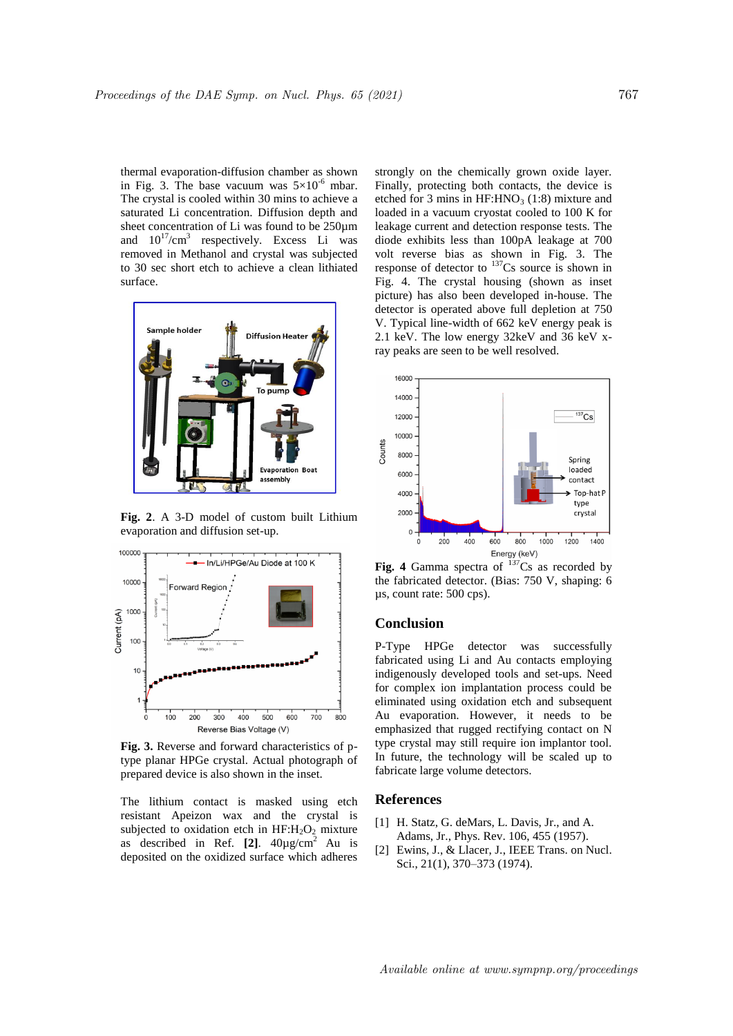thermal evaporation-diffusion chamber as shown in Fig. 3. The base vacuum was $5\times10^{-6}$ mbar. The crystal is cooled within 30 mins to achieve a saturated Li concentration. Diffusion depth and sheet concentration of Li was found to be 250µm and $10^{17}$/cm$^3$ respectively. Excess Li was removed in Methanol and crystal was subjected to 30 sec short etch to achieve a clean lithiated surface.

Sample holder
Diffusion Heater
To pump
Evaporation Boat assembly

**Fig. 2**. A 3-D model of custom built Lithium evaporation and diffusion set-up.

In/Li/HPGe/Au Diode at 100 K
Forward Region
Current (pA)
Reverse Bias Voltage (V)
100000
10000
1000
100
10
1
0
100
200
300
400
500
600
700
800

**Fig. 3.** Reverse and forward characteristics of p-type planar HPGe crystal. Actual photograph of prepared device is also shown in the inset.

The lithium contact is masked using etch resistant Apeizon wax and the crystal is subjected to oxidation etch in HF:$H_2O_2$ mixture as described in Ref. **[2]**. 40µg/cm$^2$ Au is deposited on the oxidized surface which adheres strongly on the chemically grown oxide layer. Finally, protecting both contacts, the device is etched for 3 mins in HF:$HNO_3$ (1:8) mixture and loaded in a vacuum cryostat cooled to 100 K for leakage current and detection response tests. The diode exhibits less than 100pA leakage at 700 volt reverse bias as shown in Fig. 3. The response of detector to $^{137}$Cs source is shown in Fig. 4. The crystal housing (shown as inset picture) has also been developed in-house. The detector is operated above full depletion at 750 V. Typical line-width of 662 keV energy peak is 2.1 keV. The low energy 32keV and 36 keV x-ray peaks are seen to be well resolved.

$^{137}$Cs
Spring loaded contact
Top-hat P type crystal
Counts
Energy (keV)
16000
14000
12000
10000
8000
6000
4000
2000
0
0
200
400
600
800
1000
1200
1400

**Fig. 4** Gamma spectra of $^{137}$Cs as recorded by the fabricated detector. (Bias: 750 V, shaping: 6 µs, count rate: 500 cps).

## Conclusion

P-Type HPGe detector was successfully fabricated using Li and Au contacts employing indigenously developed tools and set-ups. Need for complex ion implantation process could be eliminated using oxidation etch and subsequent Au evaporation. However, it needs to be emphasized that rugged rectifying contact on N type crystal may still require ion implantor tool. In future, the technology will be scaled up to fabricate large volume detectors.

## References

[1] H. Statz, G. deMars, L. Davis, Jr., and A. Adams, Jr., Phys. Rev. 106, 455 (1957).

[2] Ewins, J., & Llacer, J., IEEE Trans. on Nucl. Sci., 21(1), 370–373 (1974).